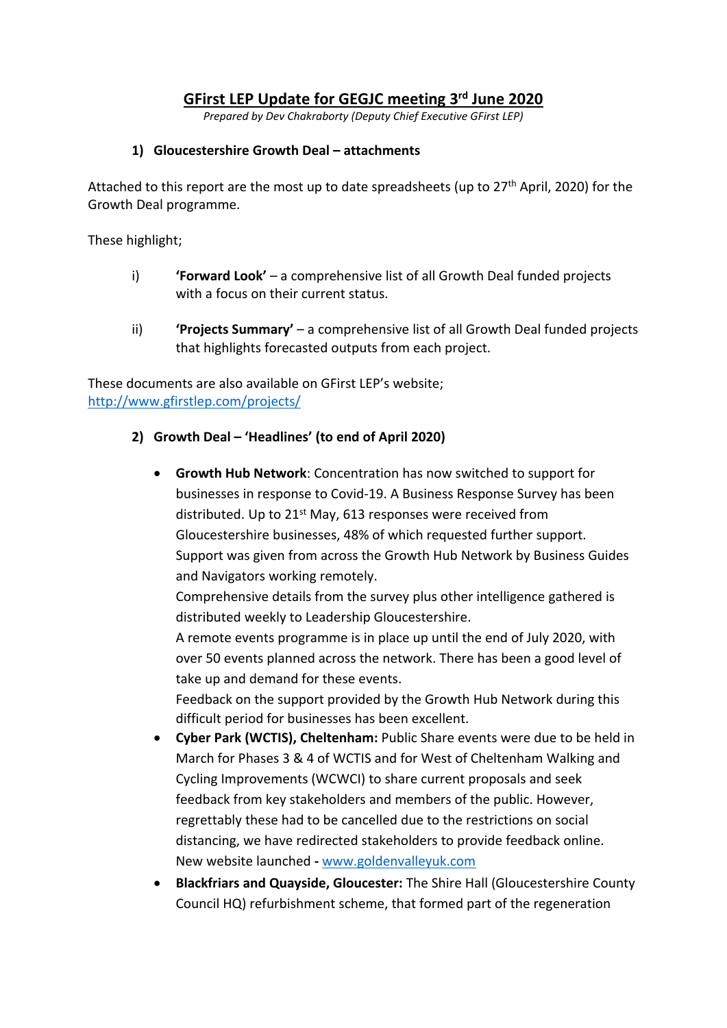# GFirst LEP Update for GEGJC meeting 3rd June 2020

*Prepared by Dev Chakraborty (Deputy Chief Executive GFirst LEP)*

## 1) Gloucestershire Growth Deal – attachments

Attached to this report are the most up to date spreadsheets (up to 27th April, 2020) for the Growth Deal programme.

These highlight;

i) **'Forward Look'** – a comprehensive list of all Growth Deal funded projects with a focus on their current status.

ii) **'Projects Summary'** – a comprehensive list of all Growth Deal funded projects that highlights forecasted outputs from each project.

These documents are also available on GFirst LEP's website; [http://www.gfirstlep.com/projects/](http://www.gfirstlep.com/projects/)

## 2) Growth Deal – 'Headlines' (to end of April 2020)

- **Growth Hub Network**: Concentration has now switched to support for businesses in response to Covid-19. A Business Response Survey has been distributed. Up to 21st May, 613 responses were received from Gloucestershire businesses, 48% of which requested further support. Support was given from across the Growth Hub Network by Business Guides and Navigators working remotely.
  Comprehensive details from the survey plus other intelligence gathered is distributed weekly to Leadership Gloucestershire.
  A remote events programme is in place up until the end of July 2020, with over 50 events planned across the network. There has been a good level of take up and demand for these events.
  Feedback on the support provided by the Growth Hub Network during this difficult period for businesses has been excellent.
- **Cyber Park (WCTIS), Cheltenham:** Public Share events were due to be held in March for Phases 3 & 4 of WCTIS and for West of Cheltenham Walking and Cycling Improvements (WCWCI) to share current proposals and seek feedback from key stakeholders and members of the public. However, regrettably these had to be cancelled due to the restrictions on social distancing, we have redirected stakeholders to provide feedback online. New website launched - [www.goldenvalleyuk.com](www.goldenvalleyuk.com)
- **Blackfriars and Quayside, Gloucester:** The Shire Hall (Gloucestershire County Council HQ) refurbishment scheme, that formed part of the regeneration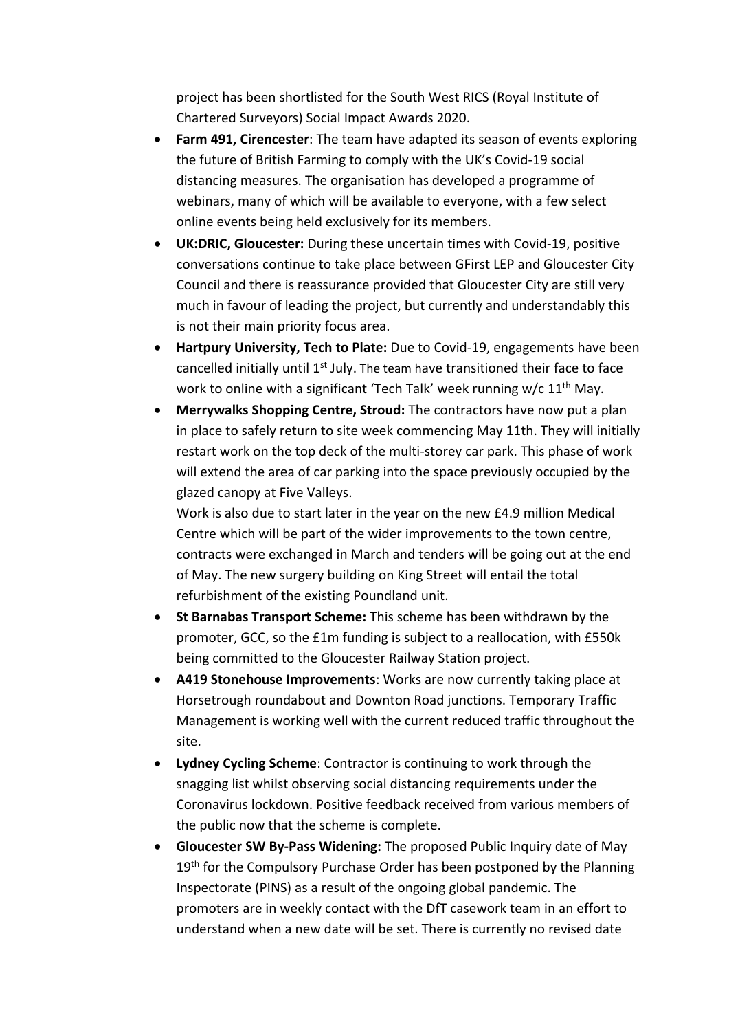project has been shortlisted for the South West RICS (Royal Institute of Chartered Surveyors) Social Impact Awards 2020.

- **Farm 491, Cirencester**: The team have adapted its season of events exploring the future of British Farming to comply with the UK's Covid-19 social distancing measures. The organisation has developed a programme of webinars, many of which will be available to everyone, with a few select online events being held exclusively for its members.
- **UK:DRIC, Gloucester:** During these uncertain times with Covid-19, positive conversations continue to take place between GFirst LEP and Gloucester City Council and there is reassurance provided that Gloucester City are still very much in favour of leading the project, but currently and understandably this is not their main priority focus area.
- **Hartpury University, Tech to Plate:** Due to Covid-19, engagements have been cancelled initially until 1st July. The team have transitioned their face to face work to online with a significant 'Tech Talk' week running w/c 11th May.
- **Merrywalks Shopping Centre, Stroud:** The contractors have now put a plan in place to safely return to site week commencing May 11th. They will initially restart work on the top deck of the multi-storey car park. This phase of work will extend the area of car parking into the space previously occupied by the glazed canopy at Five Valleys.
  Work is also due to start later in the year on the new £4.9 million Medical Centre which will be part of the wider improvements to the town centre, contracts were exchanged in March and tenders will be going out at the end of May. The new surgery building on King Street will entail the total refurbishment of the existing Poundland unit.
- **St Barnabas Transport Scheme:** This scheme has been withdrawn by the promoter, GCC, so the £1m funding is subject to a reallocation, with £550k being committed to the Gloucester Railway Station project.
- **A419 Stonehouse Improvements**: Works are now currently taking place at Horsetrough roundabout and Downton Road junctions. Temporary Traffic Management is working well with the current reduced traffic throughout the site.
- **Lydney Cycling Scheme**: Contractor is continuing to work through the snagging list whilst observing social distancing requirements under the Coronavirus lockdown. Positive feedback received from various members of the public now that the scheme is complete.
- **Gloucester SW By-Pass Widening:** The proposed Public Inquiry date of May 19th for the Compulsory Purchase Order has been postponed by the Planning Inspectorate (PINS) as a result of the ongoing global pandemic. The promoters are in weekly contact with the DfT casework team in an effort to understand when a new date will be set. There is currently no revised date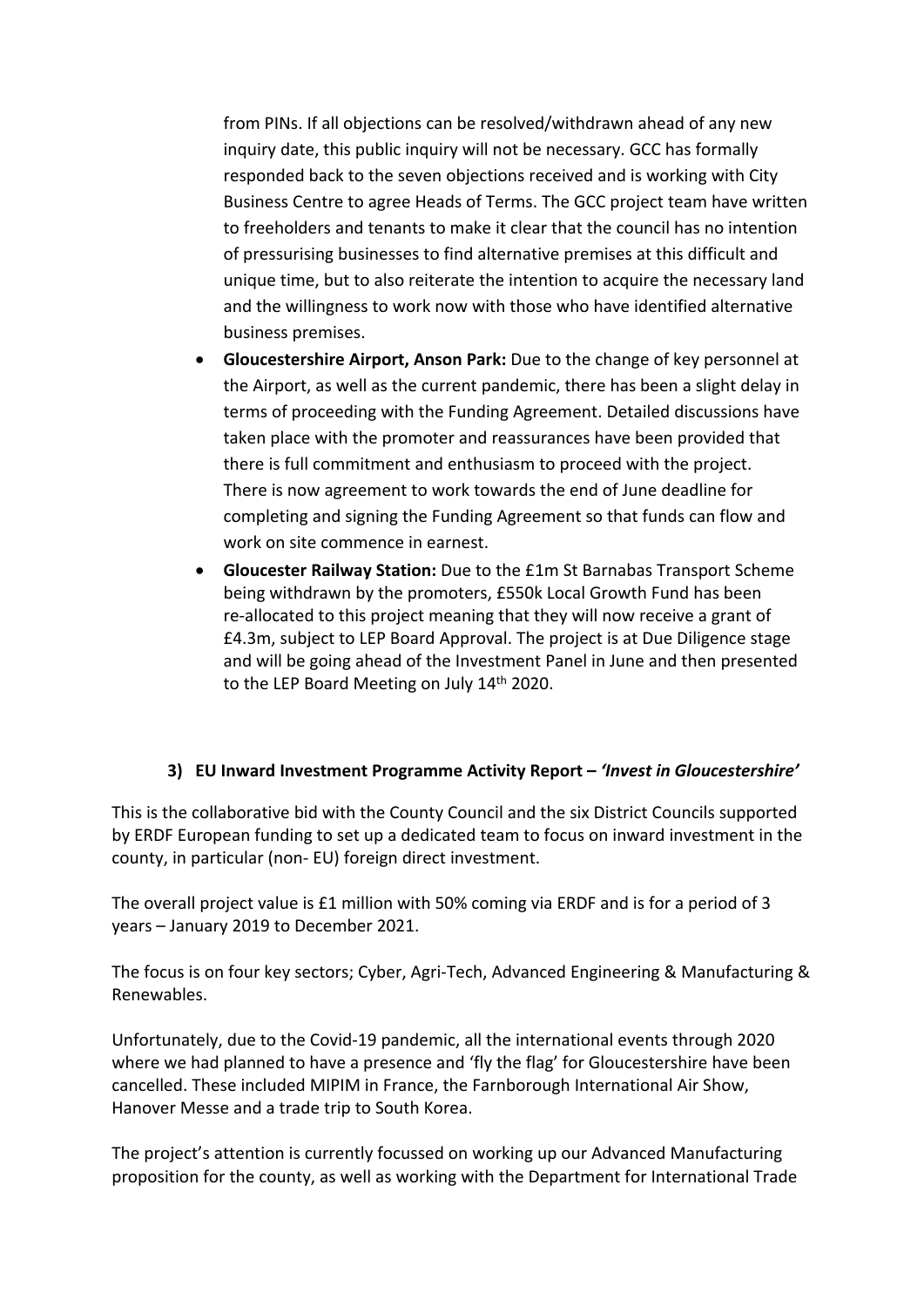from PINs. If all objections can be resolved/withdrawn ahead of any new inquiry date, this public inquiry will not be necessary. GCC has formally responded back to the seven objections received and is working with City Business Centre to agree Heads of Terms. The GCC project team have written to freeholders and tenants to make it clear that the council has no intention of pressurising businesses to find alternative premises at this difficult and unique time, but to also reiterate the intention to acquire the necessary land and the willingness to work now with those who have identified alternative business premises.

- **Gloucestershire Airport, Anson Park:** Due to the change of key personnel at the Airport, as well as the current pandemic, there has been a slight delay in terms of proceeding with the Funding Agreement. Detailed discussions have taken place with the promoter and reassurances have been provided that there is full commitment and enthusiasm to proceed with the project. There is now agreement to work towards the end of June deadline for completing and signing the Funding Agreement so that funds can flow and work on site commence in earnest.
- **Gloucester Railway Station:** Due to the £1m St Barnabas Transport Scheme being withdrawn by the promoters, £550k Local Growth Fund has been re-allocated to this project meaning that they will now receive a grant of £4.3m, subject to LEP Board Approval. The project is at Due Diligence stage and will be going ahead of the Investment Panel in June and then presented to the LEP Board Meeting on July 14th 2020.

**3) EU Inward Investment Programme Activity Report – *'Invest in Gloucestershire'***

This is the collaborative bid with the County Council and the six District Councils supported by ERDF European funding to set up a dedicated team to focus on inward investment in the county, in particular (non- EU) foreign direct investment.

The overall project value is £1 million with 50% coming via ERDF and is for a period of 3 years – January 2019 to December 2021.

The focus is on four key sectors; Cyber, Agri-Tech, Advanced Engineering & Manufacturing & Renewables.

Unfortunately, due to the Covid-19 pandemic, all the international events through 2020 where we had planned to have a presence and 'fly the flag' for Gloucestershire have been cancelled. These included MIPIM in France, the Farnborough International Air Show, Hanover Messe and a trade trip to South Korea.

The project's attention is currently focussed on working up our Advanced Manufacturing proposition for the county, as well as working with the Department for International Trade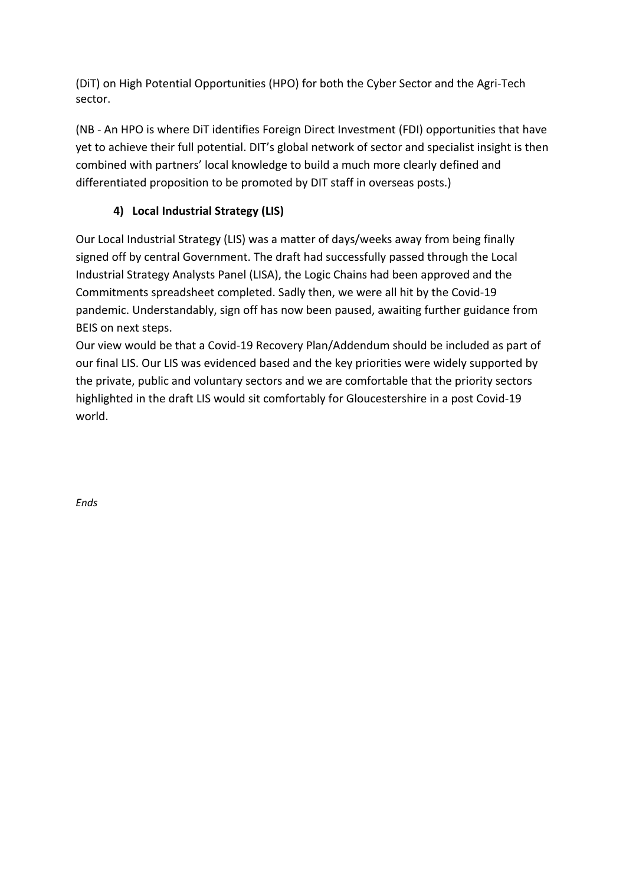(DiT) on High Potential Opportunities (HPO) for both the Cyber Sector and the Agri-Tech sector.

(NB - An HPO is where DiT identifies Foreign Direct Investment (FDI) opportunities that have yet to achieve their full potential. DIT's global network of sector and specialist insight is then combined with partners' local knowledge to build a much more clearly defined and differentiated proposition to be promoted by DIT staff in overseas posts.)

**4) Local Industrial Strategy (LIS)**

Our Local Industrial Strategy (LIS) was a matter of days/weeks away from being finally signed off by central Government. The draft had successfully passed through the Local Industrial Strategy Analysts Panel (LISA), the Logic Chains had been approved and the Commitments spreadsheet completed. Sadly then, we were all hit by the Covid-19 pandemic. Understandably, sign off has now been paused, awaiting further guidance from BEIS on next steps.

Our view would be that a Covid-19 Recovery Plan/Addendum should be included as part of our final LIS. Our LIS was evidenced based and the key priorities were widely supported by the private, public and voluntary sectors and we are comfortable that the priority sectors highlighted in the draft LIS would sit comfortably for Gloucestershire in a post Covid-19 world.

*Ends*